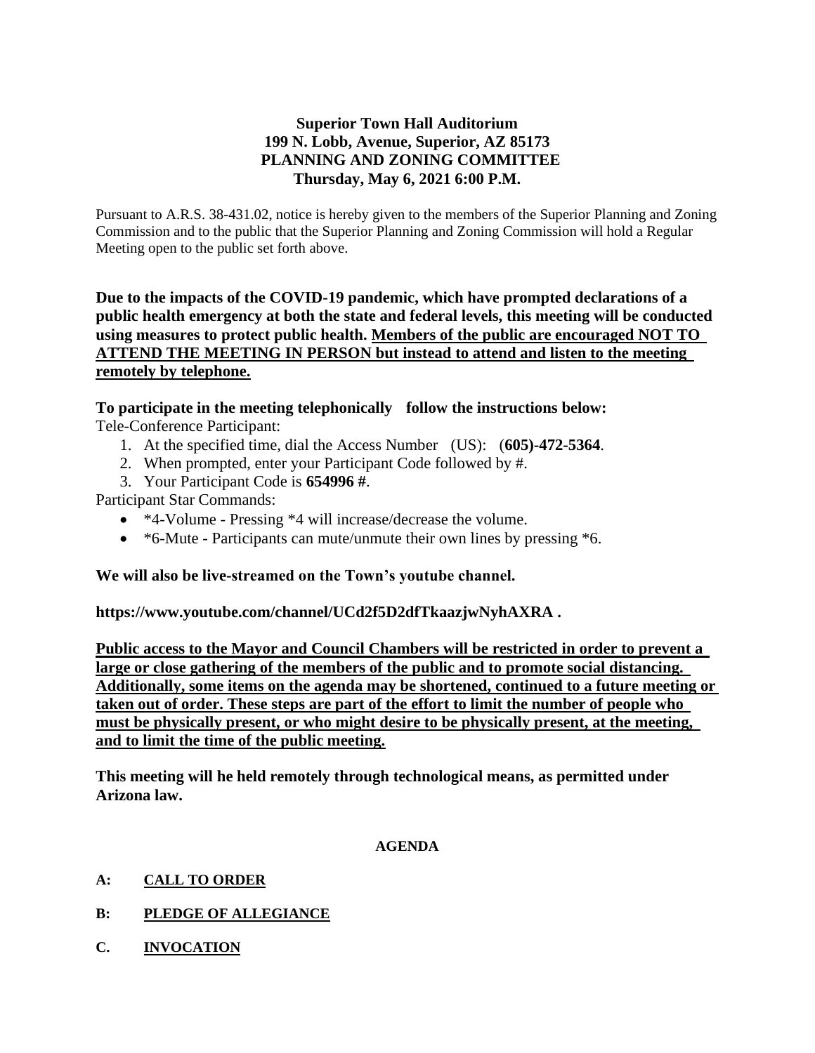**Superior Town Hall Auditorium**
**199 N. Lobb, Avenue, Superior, AZ 85173**
**PLANNING AND ZONING COMMITTEE**
**Thursday, May 6, 2021 6:00 P.M.**

Pursuant to A.R.S. 38-431.02, notice is hereby given to the members of the Superior Planning and Zoning Commission and to the public that the Superior Planning and Zoning Commission will hold a Regular Meeting open to the public set forth above.

**Due to the impacts of the COVID-19 pandemic, which have prompted declarations of a public health emergency at both the state and federal levels, this meeting will be conducted using measures to protect public health. Members of the public are encouraged NOT TO ATTEND THE MEETING IN PERSON but instead to attend and listen to the meeting remotely by telephone.**

**To participate in the meeting telephonically follow the instructions below:**

Tele-Conference Participant:

1. At the specified time, dial the Access Number (US): (**605)-472-5364**.
2. When prompted, enter your Participant Code followed by #.
3. Your Participant Code is **654996 #**.

Participant Star Commands:

- *4-Volume - Pressing *4 will increase/decrease the volume.
- *6-Mute - Participants can mute/unmute their own lines by pressing *6.

**We will also be live-streamed on the Town's youtube channel.**

**https://www.youtube.com/channel/UCd2f5D2dfTkaazjwNyhAXRA .**

**Public access to the Mayor and Council Chambers will be restricted in order to prevent a large or close gathering of the members of the public and to promote social distancing. Additionally, some items on the agenda may be shortened, continued to a future meeting or taken out of order. These steps are part of the effort to limit the number of people who must be physically present, or who might desire to be physically present, at the meeting, and to limit the time of the public meeting.**

**This meeting will he held remotely through technological means, as permitted under Arizona law.**

**AGENDA**

**A: CALL TO ORDER**

**B: PLEDGE OF ALLEGIANCE**

**C. INVOCATION**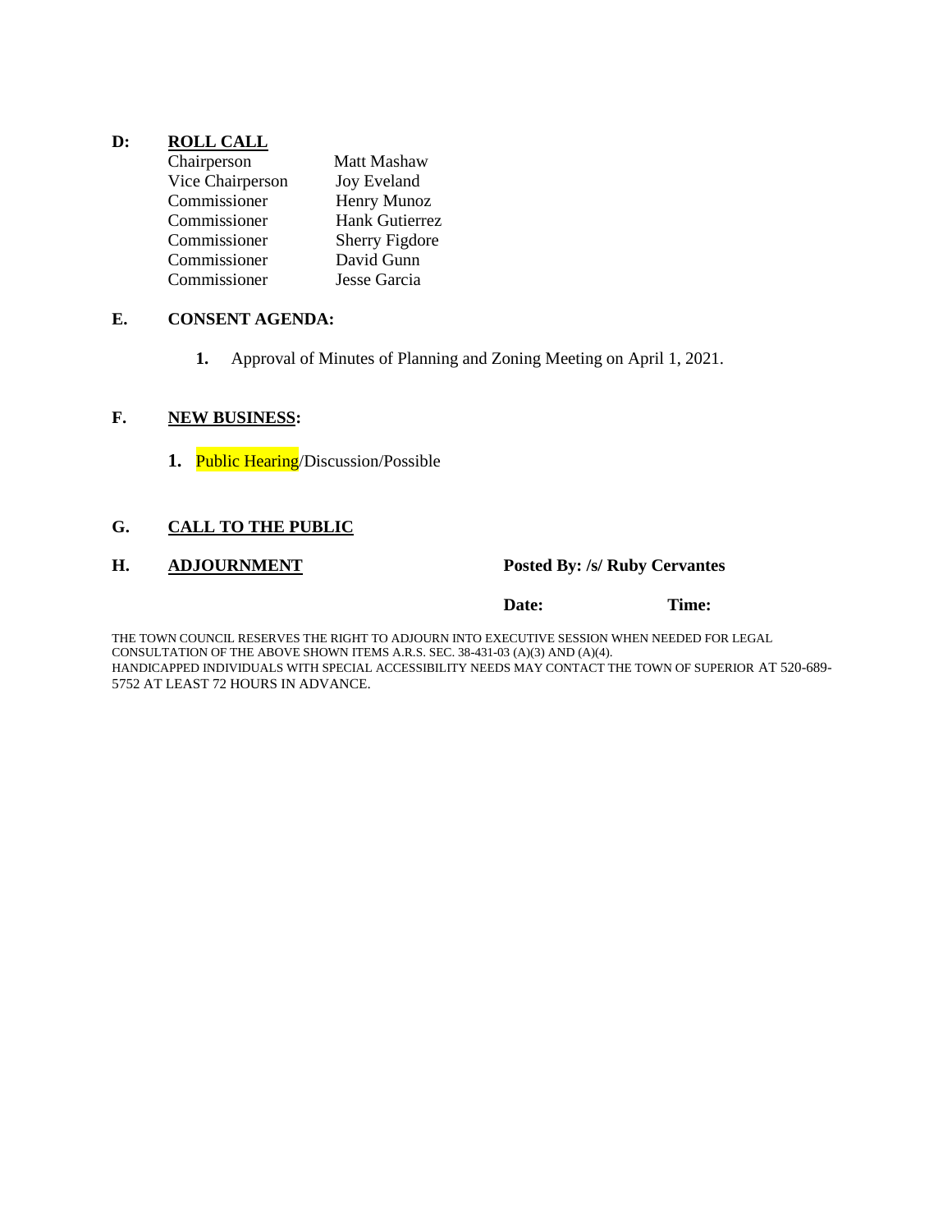**D: ROLL CALL**

| | |
|---|---|
| Chairperson | Matt Mashaw |
| Vice Chairperson | Joy Eveland |
| Commissioner | Henry Munoz |
| Commissioner | Hank Gutierrez |
| Commissioner | Sherry Figdore |
| Commissioner | David Gunn |
| Commissioner | Jesse Garcia |

**E. CONSENT AGENDA:**

1. Approval of Minutes of Planning and Zoning Meeting on April 1, 2021.

**F. NEW BUSINESS:**

1. Public Hearing/Discussion/Possible

**G. CALL TO THE PUBLIC**

**H. ADJOURNMENT**

**Posted By: /s/ Ruby Cervantes**

**Date:** **Time:**

THE TOWN COUNCIL RESERVES THE RIGHT TO ADJOURN INTO EXECUTIVE SESSION WHEN NEEDED FOR LEGAL CONSULTATION OF THE ABOVE SHOWN ITEMS A.R.S. SEC. 38-431-03 (A)(3) AND (A)(4).
HANDICAPPED INDIVIDUALS WITH SPECIAL ACCESSIBILITY NEEDS MAY CONTACT THE TOWN OF SUPERIOR AT 520-689-5752 AT LEAST 72 HOURS IN ADVANCE.